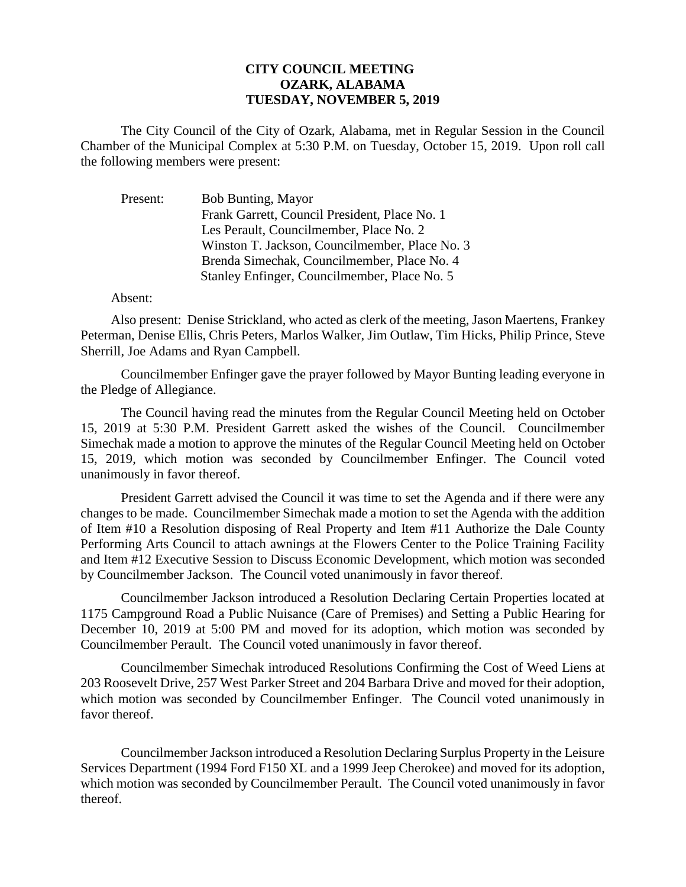# CITY COUNCIL MEETING
## OZARK, ALABAMA
## TUESDAY, NOVEMBER 5, 2019

The City Council of the City of Ozark, Alabama, met in Regular Session in the Council Chamber of the Municipal Complex at 5:30 P.M. on Tuesday, October 15, 2019. Upon roll call the following members were present:

Present:
- Bob Bunting, Mayor
- Frank Garrett, Council President, Place No. 1
- Les Perault, Councilmember, Place No. 2
- Winston T. Jackson, Councilmember, Place No. 3
- Brenda Simechak, Councilmember, Place No. 4
- Stanley Enfinger, Councilmember, Place No. 5

Absent:

Also present: Denise Strickland, who acted as clerk of the meeting, Jason Maertens, Frankey Peterman, Denise Ellis, Chris Peters, Marlos Walker, Jim Outlaw, Tim Hicks, Philip Prince, Steve Sherrill, Joe Adams and Ryan Campbell.

Councilmember Enfinger gave the prayer followed by Mayor Bunting leading everyone in the Pledge of Allegiance.

The Council having read the minutes from the Regular Council Meeting held on October 15, 2019 at 5:30 P.M. President Garrett asked the wishes of the Council. Councilmember Simechak made a motion to approve the minutes of the Regular Council Meeting held on October 15, 2019, which motion was seconded by Councilmember Enfinger. The Council voted unanimously in favor thereof.

President Garrett advised the Council it was time to set the Agenda and if there were any changes to be made. Councilmember Simechak made a motion to set the Agenda with the addition of Item #10 a Resolution disposing of Real Property and Item #11 Authorize the Dale County Performing Arts Council to attach awnings at the Flowers Center to the Police Training Facility and Item #12 Executive Session to Discuss Economic Development, which motion was seconded by Councilmember Jackson. The Council voted unanimously in favor thereof.

Councilmember Jackson introduced a Resolution Declaring Certain Properties located at 1175 Campground Road a Public Nuisance (Care of Premises) and Setting a Public Hearing for December 10, 2019 at 5:00 PM and moved for its adoption, which motion was seconded by Councilmember Perault. The Council voted unanimously in favor thereof.

Councilmember Simechak introduced Resolutions Confirming the Cost of Weed Liens at 203 Roosevelt Drive, 257 West Parker Street and 204 Barbara Drive and moved for their adoption, which motion was seconded by Councilmember Enfinger. The Council voted unanimously in favor thereof.

Councilmember Jackson introduced a Resolution Declaring Surplus Property in the Leisure Services Department (1994 Ford F150 XL and a 1999 Jeep Cherokee) and moved for its adoption, which motion was seconded by Councilmember Perault. The Council voted unanimously in favor thereof.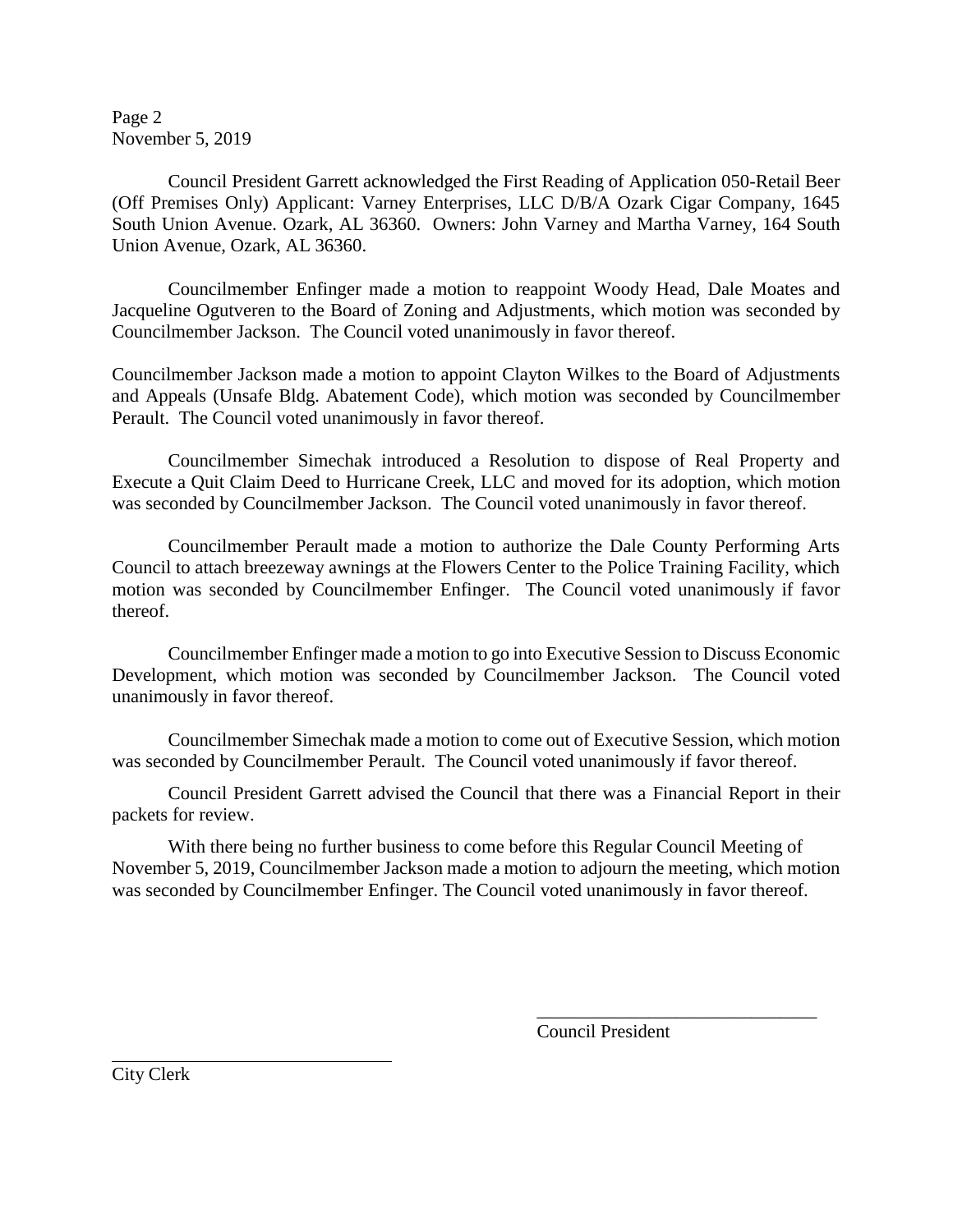Council President Garrett acknowledged the First Reading of Application 050-Retail Beer (Off Premises Only) Applicant: Varney Enterprises, LLC D/B/A Ozark Cigar Company, 1645 South Union Avenue. Ozark, AL 36360. Owners: John Varney and Martha Varney, 164 South Union Avenue, Ozark, AL 36360.

Councilmember Enfinger made a motion to reappoint Woody Head, Dale Moates and Jacqueline Ogutveren to the Board of Zoning and Adjustments, which motion was seconded by Councilmember Jackson. The Council voted unanimously in favor thereof.

Councilmember Jackson made a motion to appoint Clayton Wilkes to the Board of Adjustments and Appeals (Unsafe Bldg. Abatement Code), which motion was seconded by Councilmember Perault. The Council voted unanimously in favor thereof.

Councilmember Simechak introduced a Resolution to dispose of Real Property and Execute a Quit Claim Deed to Hurricane Creek, LLC and moved for its adoption, which motion was seconded by Councilmember Jackson. The Council voted unanimously in favor thereof.

Councilmember Perault made a motion to authorize the Dale County Performing Arts Council to attach breezeway awnings at the Flowers Center to the Police Training Facility, which motion was seconded by Councilmember Enfinger. The Council voted unanimously if favor thereof.

Councilmember Enfinger made a motion to go into Executive Session to Discuss Economic Development, which motion was seconded by Councilmember Jackson. The Council voted unanimously in favor thereof.

Councilmember Simechak made a motion to come out of Executive Session, which motion was seconded by Councilmember Perault. The Council voted unanimously if favor thereof.

Council President Garrett advised the Council that there was a Financial Report in their packets for review.

With there being no further business to come before this Regular Council Meeting of November 5, 2019, Councilmember Jackson made a motion to adjourn the meeting, which motion was seconded by Councilmember Enfinger. The Council voted unanimously in favor thereof.

\_\_\_\_\_\_\_\_\_\_\_\_\_\_\_\_\_\_\_\_\_\_\_\_\_\_\_\_\_\_
Council President

\_\_\_\_\_\_\_\_\_\_\_\_\_\_\_\_\_\_\_\_\_\_\_\_\_\_\_\_\_\_
City Clerk